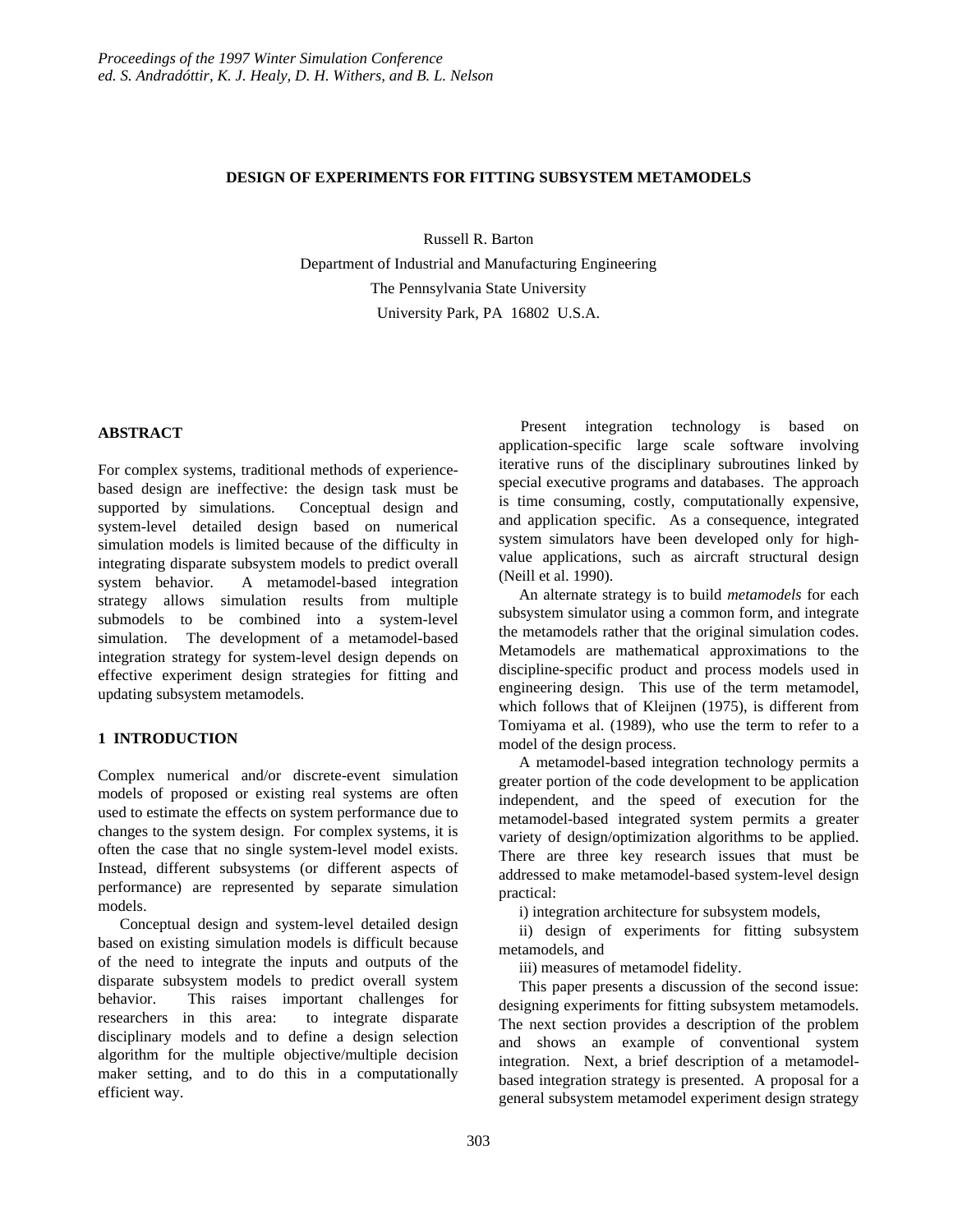*Proceedings of the 1997 Winter Simulation Conference*
*ed. S. Andradóttir, K. J. Healy, D. H. Withers, and B. L. Nelson*

# DESIGN OF EXPERIMENTS FOR FITTING SUBSYSTEM METAMODELS

Russell R. Barton

Department of Industrial and Manufacturing Engineering
The Pennsylvania State University
University Park, PA 16802 U.S.A.

## ABSTRACT

For complex systems, traditional methods of experience-based design are ineffective: the design task must be supported by simulations. Conceptual design and system-level detailed design based on numerical simulation models is limited because of the difficulty in integrating disparate subsystem models to predict overall system behavior. A metamodel-based integration strategy allows simulation results from multiple submodels to be combined into a system-level simulation. The development of a metamodel-based integration strategy for system-level design depends on effective experiment design strategies for fitting and updating subsystem metamodels.

## 1 INTRODUCTION

Complex numerical and/or discrete-event simulation models of proposed or existing real systems are often used to estimate the effects on system performance due to changes to the system design. For complex systems, it is often the case that no single system-level model exists. Instead, different subsystems (or different aspects of performance) are represented by separate simulation models.

Conceptual design and system-level detailed design based on existing simulation models is difficult because of the need to integrate the inputs and outputs of the disparate subsystem models to predict overall system behavior. This raises important challenges for researchers in this area: to integrate disparate disciplinary models and to define a design selection algorithm for the multiple objective/multiple decision maker setting, and to do this in a computationally efficient way.

Present integration technology is based on application-specific large scale software involving iterative runs of the disciplinary subroutines linked by special executive programs and databases. The approach is time consuming, costly, computationally expensive, and application specific. As a consequence, integrated system simulators have been developed only for high-value applications, such as aircraft structural design (Neill et al. 1990).

An alternate strategy is to build *metamodels* for each subsystem simulator using a common form, and integrate the metamodels rather that the original simulation codes. Metamodels are mathematical approximations to the discipline-specific product and process models used in engineering design. This use of the term metamodel, which follows that of Kleijnen (1975), is different from Tomiyama et al. (1989), who use the term to refer to a model of the design process.

A metamodel-based integration technology permits a greater portion of the code development to be application independent, and the speed of execution for the metamodel-based integrated system permits a greater variety of design/optimization algorithms to be applied. There are three key research issues that must be addressed to make metamodel-based system-level design practical:

i) integration architecture for subsystem models,

ii) design of experiments for fitting subsystem metamodels, and

iii) measures of metamodel fidelity.

This paper presents a discussion of the second issue: designing experiments for fitting subsystem metamodels. The next section provides a description of the problem and shows an example of conventional system integration. Next, a brief description of a metamodel-based integration strategy is presented. A proposal for a general subsystem metamodel experiment design strategy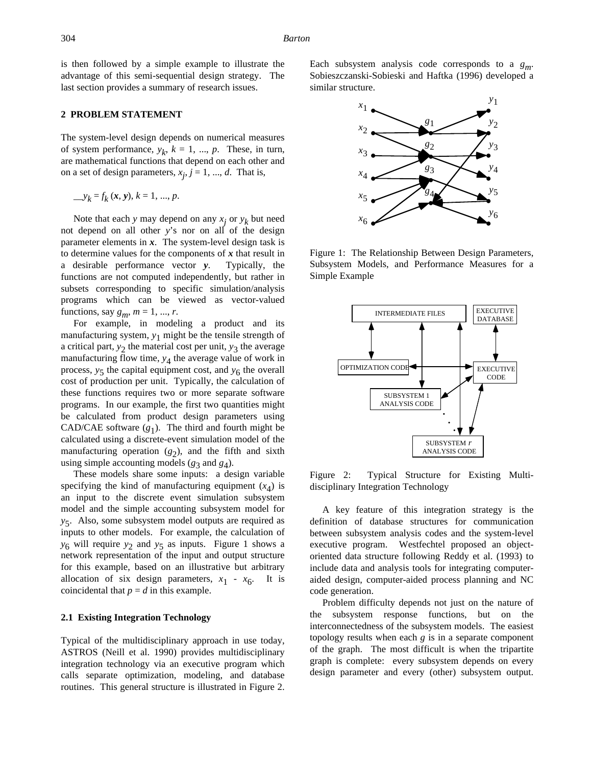is then followed by a simple example to illustrate the advantage of this semi-sequential design strategy. The last section provides a summary of research issues.

## 2 PROBLEM STATEMENT

The system-level design depends on numerical measures of system performance, $y_k$, $k = 1, ..., p$. These, in turn, are mathematical functions that depend on each other and on a set of design parameters, $x_j$, $j = 1, ..., d$. That is,

$$y_k = f_k(\boldsymbol{x}, \boldsymbol{y}),\ k = 1, ..., p.$$

Note that each $y$ may depend on any $x_j$ or $y_k$ but need not depend on all other $y$'s nor on all of the design parameter elements in $\boldsymbol{x}$. The system-level design task is to determine values for the components of $\boldsymbol{x}$ that result in a desirable performance vector $\boldsymbol{y}$. Typically, the functions are not computed independently, but rather in subsets corresponding to specific simulation/analysis programs which can be viewed as vector-valued functions, say $g_m$, $m = 1, ..., r$.

For example, in modeling a product and its manufacturing system, $y_1$ might be the tensile strength of a critical part, $y_2$ the material cost per unit, $y_3$ the average manufacturing flow time, $y_4$ the average value of work in process, $y_5$ the capital equipment cost, and $y_6$ the overall cost of production per unit. Typically, the calculation of these functions requires two or more separate software programs. In our example, the first two quantities might be calculated from product design parameters using CAD/CAE software ($g_1$). The third and fourth might be calculated using a discrete-event simulation model of the manufacturing operation ($g_2$), and the fifth and sixth using simple accounting models ($g_3$ and $g_4$).

These models share some inputs: a design variable specifying the kind of manufacturing equipment ($x_4$) is an input to the discrete event simulation subsystem model and the simple accounting subsystem model for $y_5$. Also, some subsystem model outputs are required as inputs to other models. For example, the calculation of $y_6$ will require $y_2$ and $y_5$ as inputs. Figure 1 shows a network representation of the input and output structure for this example, based on an illustrative but arbitrary allocation of six design parameters, $x_1$ - $x_6$. It is coincidental that $p = d$ in this example.

### 2.1 Existing Integration Technology

Typical of the multidisciplinary approach in use today, ASTROS (Neill et al. 1990) provides multidisciplinary integration technology via an executive program which calls separate optimization, modeling, and database routines. This general structure is illustrated in Figure 2. Each subsystem analysis code corresponds to a $g_m$. Sobieszczanski-Sobieski and Haftka (1996) developed a similar structure.

Figure 1: The Relationship Between Design Parameters, Subsystem Models, and Performance Measures for a Simple Example

Figure 2: Typical Structure for Existing Multi-disciplinary Integration Technology

A key feature of this integration strategy is the definition of database structures for communication between subsystem analysis codes and the system-level executive program. Westfechtel proposed an object-oriented data structure following Reddy et al. (1993) to include data and analysis tools for integrating computer-aided design, computer-aided process planning and NC code generation.

Problem difficulty depends not just on the nature of the subsystem response functions, but on the interconnectedness of the subsystem models. The easiest topology results when each $g$ is in a separate component of the graph. The most difficult is when the tripartite graph is complete: every subsystem depends on every design parameter and every (other) subsystem output.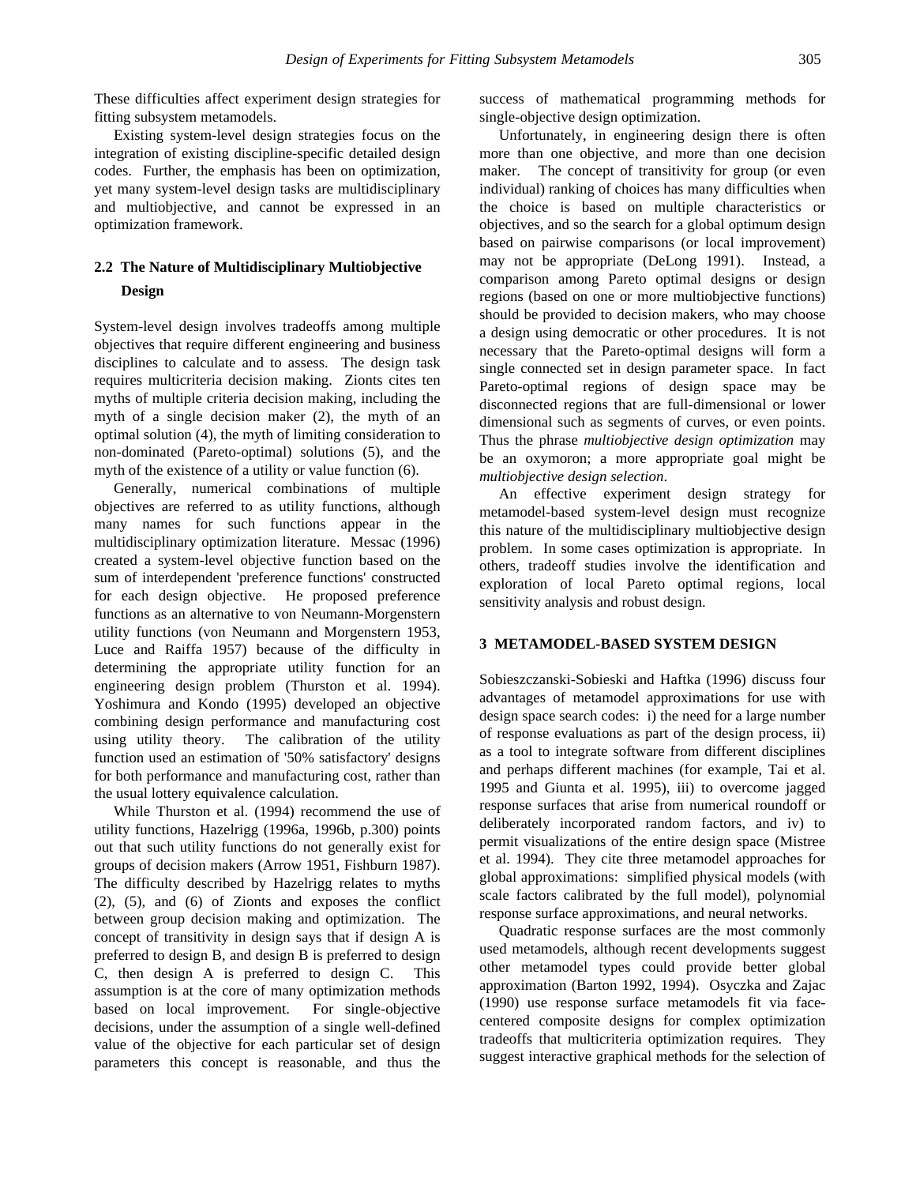These difficulties affect experiment design strategies for fitting subsystem metamodels.

Existing system-level design strategies focus on the integration of existing discipline-specific detailed design codes. Further, the emphasis has been on optimization, yet many system-level design tasks are multidisciplinary and multiobjective, and cannot be expressed in an optimization framework.

## 2.2 The Nature of Multidisciplinary Multiobjective Design

System-level design involves tradeoffs among multiple objectives that require different engineering and business disciplines to calculate and to assess. The design task requires multicriteria decision making. Zionts cites ten myths of multiple criteria decision making, including the myth of a single decision maker (2), the myth of an optimal solution (4), the myth of limiting consideration to non-dominated (Pareto-optimal) solutions (5), and the myth of the existence of a utility or value function (6).

Generally, numerical combinations of multiple objectives are referred to as utility functions, although many names for such functions appear in the multidisciplinary optimization literature. Messac (1996) created a system-level objective function based on the sum of interdependent 'preference functions' constructed for each design objective. He proposed preference functions as an alternative to von Neumann-Morgenstern utility functions (von Neumann and Morgenstern 1953, Luce and Raiffa 1957) because of the difficulty in determining the appropriate utility function for an engineering design problem (Thurston et al. 1994). Yoshimura and Kondo (1995) developed an objective combining design performance and manufacturing cost using utility theory. The calibration of the utility function used an estimation of '50% satisfactory' designs for both performance and manufacturing cost, rather than the usual lottery equivalence calculation.

While Thurston et al. (1994) recommend the use of utility functions, Hazelrigg (1996a, 1996b, p.300) points out that such utility functions do not generally exist for groups of decision makers (Arrow 1951, Fishburn 1987). The difficulty described by Hazelrigg relates to myths (2), (5), and (6) of Zionts and exposes the conflict between group decision making and optimization. The concept of transitivity in design says that if design A is preferred to design B, and design B is preferred to design C, then design A is preferred to design C. This assumption is at the core of many optimization methods based on local improvement. For single-objective decisions, under the assumption of a single well-defined value of the objective for each particular set of design parameters this concept is reasonable, and thus the success of mathematical programming methods for single-objective design optimization.

Unfortunately, in engineering design there is often more than one objective, and more than one decision maker. The concept of transitivity for group (or even individual) ranking of choices has many difficulties when the choice is based on multiple characteristics or objectives, and so the search for a global optimum design based on pairwise comparisons (or local improvement) may not be appropriate (DeLong 1991). Instead, a comparison among Pareto optimal designs or design regions (based on one or more multiobjective functions) should be provided to decision makers, who may choose a design using democratic or other procedures. It is not necessary that the Pareto-optimal designs will form a single connected set in design parameter space. In fact Pareto-optimal regions of design space may be disconnected regions that are full-dimensional or lower dimensional such as segments of curves, or even points. Thus the phrase *multiobjective design optimization* may be an oxymoron; a more appropriate goal might be *multiobjective design selection*.

An effective experiment design strategy for metamodel-based system-level design must recognize this nature of the multidisciplinary multiobjective design problem. In some cases optimization is appropriate. In others, tradeoff studies involve the identification and exploration of local Pareto optimal regions, local sensitivity analysis and robust design.

# 3 METAMODEL-BASED SYSTEM DESIGN

Sobieszczanski-Sobieski and Haftka (1996) discuss four advantages of metamodel approximations for use with design space search codes: i) the need for a large number of response evaluations as part of the design process, ii) as a tool to integrate software from different disciplines and perhaps different machines (for example, Tai et al. 1995 and Giunta et al. 1995), iii) to overcome jagged response surfaces that arise from numerical roundoff or deliberately incorporated random factors, and iv) to permit visualizations of the entire design space (Mistree et al. 1994). They cite three metamodel approaches for global approximations: simplified physical models (with scale factors calibrated by the full model), polynomial response surface approximations, and neural networks.

Quadratic response surfaces are the most commonly used metamodels, although recent developments suggest other metamodel types could provide better global approximation (Barton 1992, 1994). Osyczka and Zajac (1990) use response surface metamodels fit via face-centered composite designs for complex optimization tradeoffs that multicriteria optimization requires. They suggest interactive graphical methods for the selection of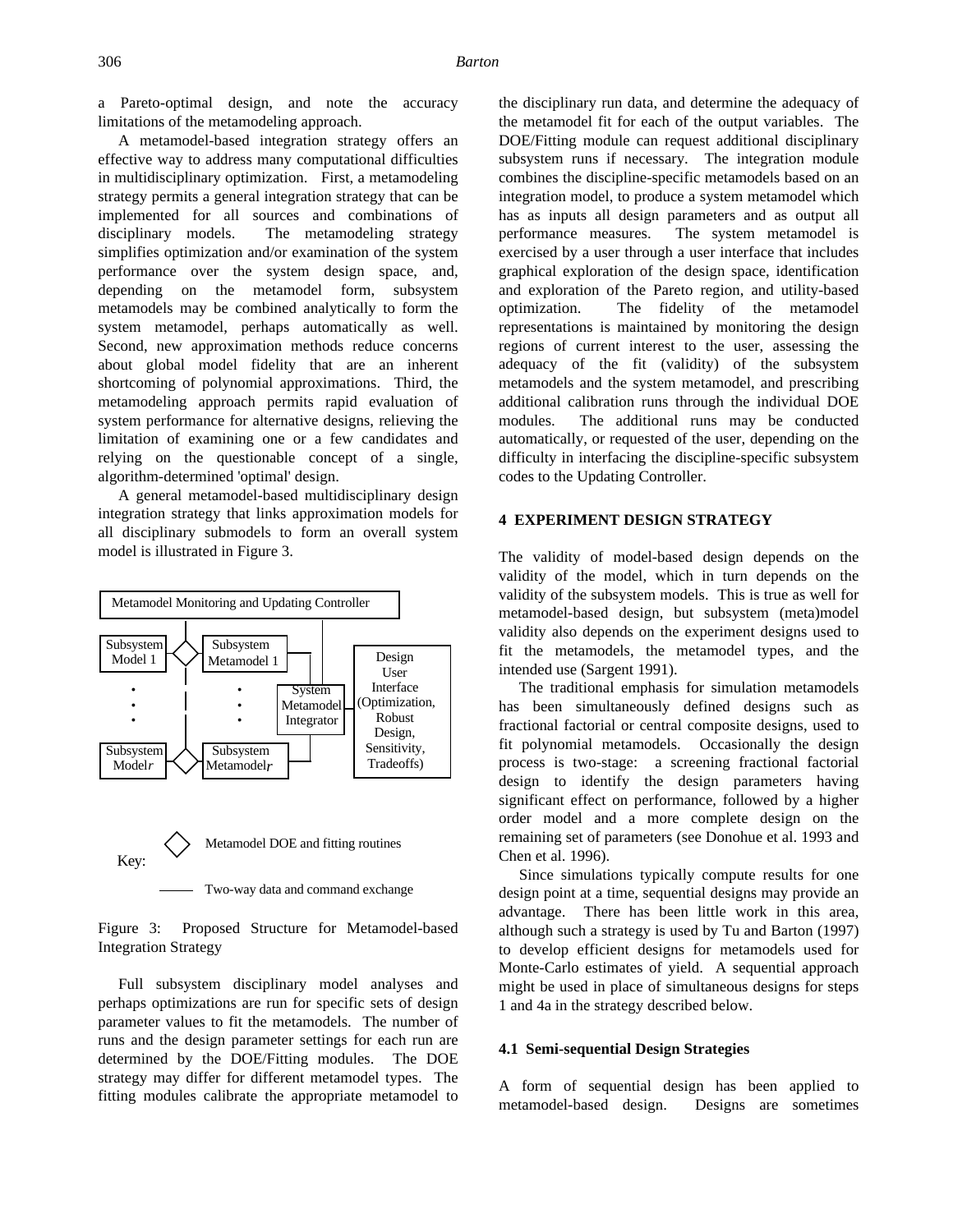a Pareto-optimal design, and note the accuracy limitations of the metamodeling approach.

A metamodel-based integration strategy offers an effective way to address many computational difficulties in multidisciplinary optimization. First, a metamodeling strategy permits a general integration strategy that can be implemented for all sources and combinations of disciplinary models. The metamodeling strategy simplifies optimization and/or examination of the system performance over the system design space, and, depending on the metamodel form, subsystem metamodels may be combined analytically to form the system metamodel, perhaps automatically as well. Second, new approximation methods reduce concerns about global model fidelity that are an inherent shortcoming of polynomial approximations. Third, the metamodeling approach permits rapid evaluation of system performance for alternative designs, relieving the limitation of examining one or a few candidates and relying on the questionable concept of a single, algorithm-determined 'optimal' design.

A general metamodel-based multidisciplinary design integration strategy that links approximation models for all disciplinary submodels to form an overall system model is illustrated in Figure 3.

Metamodel Monitoring and Updating Controller

Subsystem Model 1

Subsystem Metamodel 1

Subsystem Model $r$

Subsystem Metamodel $r$

System Metamodel Integrator

Design User Interface (Optimization, Robust Design, Sensitivity, Tradeoffs)

Key:

Metamodel DOE and fitting routines

Two-way data and command exchange

Figure 3: Proposed Structure for Metamodel-based Integration Strategy

Full subsystem disciplinary model analyses and perhaps optimizations are run for specific sets of design parameter values to fit the metamodels. The number of runs and the design parameter settings for each run are determined by the DOE/Fitting modules. The DOE strategy may differ for different metamodel types. The fitting modules calibrate the appropriate metamodel to the disciplinary run data, and determine the adequacy of the metamodel fit for each of the output variables. The DOE/Fitting module can request additional disciplinary subsystem runs if necessary. The integration module combines the discipline-specific metamodels based on an integration model, to produce a system metamodel which has as inputs all design parameters and as output all performance measures. The system metamodel is exercised by a user through a user interface that includes graphical exploration of the design space, identification and exploration of the Pareto region, and utility-based optimization. The fidelity of the metamodel representations is maintained by monitoring the design regions of current interest to the user, assessing the adequacy of the fit (validity) of the subsystem metamodels and the system metamodel, and prescribing additional calibration runs through the individual DOE modules. The additional runs may be conducted automatically, or requested of the user, depending on the difficulty in interfacing the discipline-specific subsystem codes to the Updating Controller.

## 4 EXPERIMENT DESIGN STRATEGY

The validity of model-based design depends on the validity of the model, which in turn depends on the validity of the subsystem models. This is true as well for metamodel-based design, but subsystem (meta)model validity also depends on the experiment designs used to fit the metamodels, the metamodel types, and the intended use (Sargent 1991).

The traditional emphasis for simulation metamodels has been simultaneously defined designs such as fractional factorial or central composite designs, used to fit polynomial metamodels. Occasionally the design process is two-stage: a screening fractional factorial design to identify the design parameters having significant effect on performance, followed by a higher order model and a more complete design on the remaining set of parameters (see Donohue et al. 1993 and Chen et al. 1996).

Since simulations typically compute results for one design point at a time, sequential designs may provide an advantage. There has been little work in this area, although such a strategy is used by Tu and Barton (1997) to develop efficient designs for metamodels used for Monte-Carlo estimates of yield. A sequential approach might be used in place of simultaneous designs for steps 1 and 4a in the strategy described below.

### 4.1 Semi-sequential Design Strategies

A form of sequential design has been applied to metamodel-based design. Designs are sometimes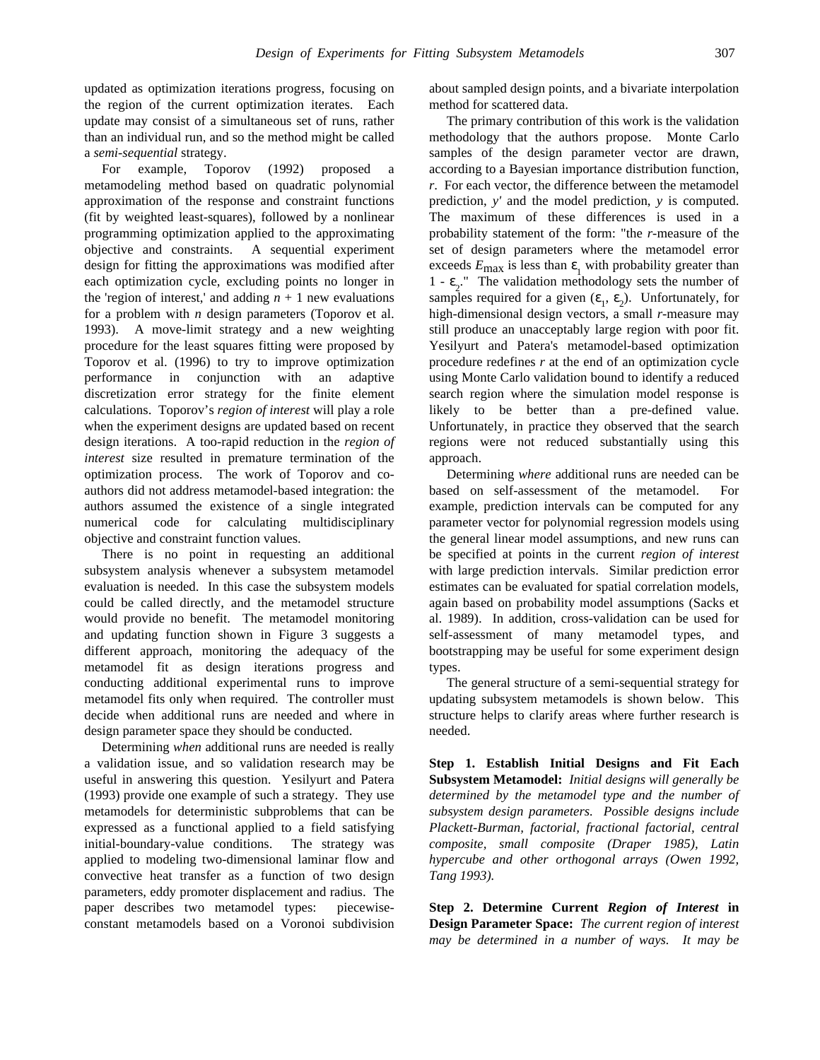updated as optimization iterations progress, focusing on the region of the current optimization iterates. Each update may consist of a simultaneous set of runs, rather than an individual run, and so the method might be called a *semi-sequential* strategy.

For example, Toporov (1992) proposed a metamodeling method based on quadratic polynomial approximation of the response and constraint functions (fit by weighted least-squares), followed by a nonlinear programming optimization applied to the approximating objective and constraints. A sequential experiment design for fitting the approximations was modified after each optimization cycle, excluding points no longer in the 'region of interest,' and adding $n + 1$ new evaluations for a problem with $n$ design parameters (Toporov et al. 1993). A move-limit strategy and a new weighting procedure for the least squares fitting were proposed by Toporov et al. (1996) to try to improve optimization performance in conjunction with an adaptive discretization error strategy for the finite element calculations. Toporov's *region of interest* will play a role when the experiment designs are updated based on recent design iterations. A too-rapid reduction in the *region of interest* size resulted in premature termination of the optimization process. The work of Toporov and co-authors did not address metamodel-based integration: the authors assumed the existence of a single integrated numerical code for calculating multidisciplinary objective and constraint function values.

There is no point in requesting an additional subsystem analysis whenever a subsystem metamodel evaluation is needed. In this case the subsystem models could be called directly, and the metamodel structure would provide no benefit. The metamodel monitoring and updating function shown in Figure 3 suggests a different approach, monitoring the adequacy of the metamodel fit as design iterations progress and conducting additional experimental runs to improve metamodel fits only when required. The controller must decide when additional runs are needed and where in design parameter space they should be conducted.

Determining *when* additional runs are needed is really a validation issue, and so validation research may be useful in answering this question. Yesilyurt and Patera (1993) provide one example of such a strategy. They use metamodels for deterministic subproblems that can be expressed as a functional applied to a field satisfying initial-boundary-value conditions. The strategy was applied to modeling two-dimensional laminar flow and convective heat transfer as a function of two design parameters, eddy promoter displacement and radius. The paper describes two metamodel types: piecewise-constant metamodels based on a Voronoi subdivision about sampled design points, and a bivariate interpolation method for scattered data.

The primary contribution of this work is the validation methodology that the authors propose. Monte Carlo samples of the design parameter vector are drawn, according to a Bayesian importance distribution function, $r$. For each vector, the difference between the metamodel prediction, $y'$ and the model prediction, $y$ is computed. The maximum of these differences is used in a probability statement of the form: "the $r$-measure of the set of design parameters where the metamodel error exceeds $E_{\max}$ is less than $\varepsilon_1$ with probability greater than $1 - \varepsilon_2$." The validation methodology sets the number of samples required for a given $(\varepsilon_1, \varepsilon_2)$. Unfortunately, for high-dimensional design vectors, a small $r$-measure may still produce an unacceptably large region with poor fit. Yesilyurt and Patera's metamodel-based optimization procedure redefines $r$ at the end of an optimization cycle using Monte Carlo validation bound to identify a reduced search region where the simulation model response is likely to be better than a pre-defined value. Unfortunately, in practice they observed that the search regions were not reduced substantially using this approach.

Determining *where* additional runs are needed can be based on self-assessment of the metamodel. For example, prediction intervals can be computed for any parameter vector for polynomial regression models using the general linear model assumptions, and new runs can be specified at points in the current *region of interest* with large prediction intervals. Similar prediction error estimates can be evaluated for spatial correlation models, again based on probability model assumptions (Sacks et al. 1989). In addition, cross-validation can be used for self-assessment of many metamodel types, and bootstrapping may be useful for some experiment design types.

The general structure of a semi-sequential strategy for updating subsystem metamodels is shown below. This structure helps to clarify areas where further research is needed.

**Step 1. Establish Initial Designs and Fit Each Subsystem Metamodel:** *Initial designs will generally be determined by the metamodel type and the number of subsystem design parameters. Possible designs include Plackett-Burman, factorial, fractional factorial, central composite, small composite (Draper 1985), Latin hypercube and other orthogonal arrays (Owen 1992, Tang 1993).*

**Step 2. Determine Current *Region of Interest* in Design Parameter Space:** *The current region of interest may be determined in a number of ways. It may be*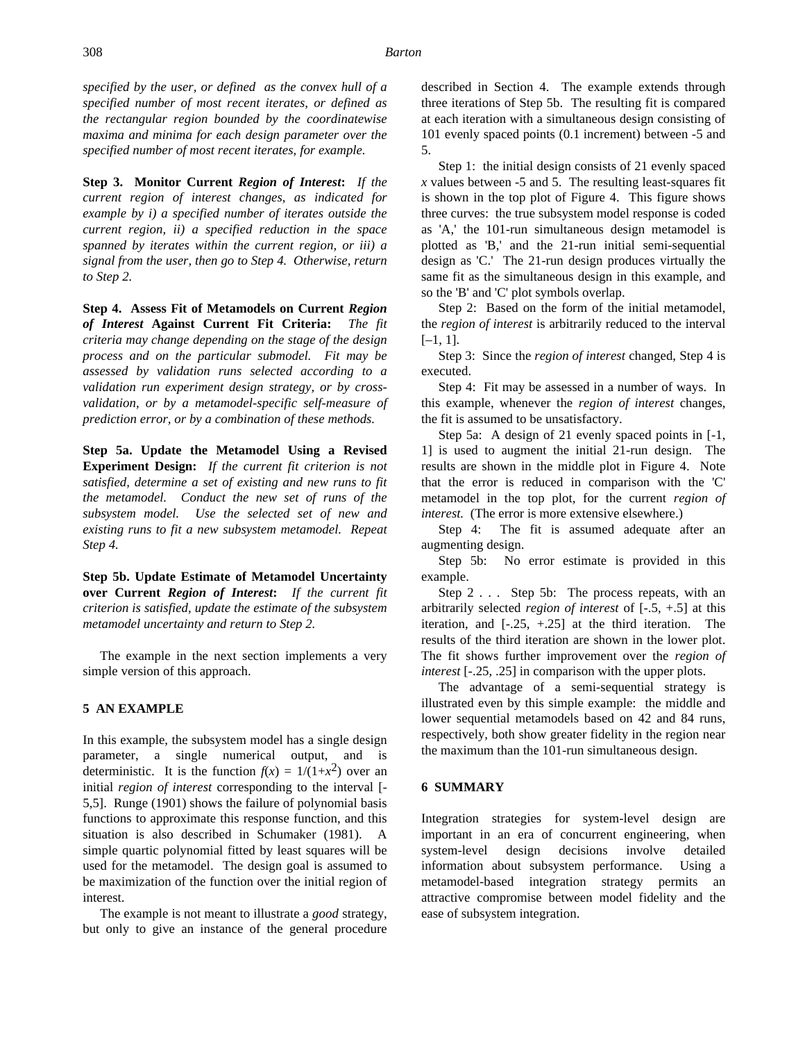*specified by the user, or defined as the convex hull of a specified number of most recent iterates, or defined as the rectangular region bounded by the coordinatewise maxima and minima for each design parameter over the specified number of most recent iterates, for example.*

**Step 3. Monitor Current *Region of Interest*:** *If the current region of interest changes, as indicated for example by i) a specified number of iterates outside the current region, ii) a specified reduction in the space spanned by iterates within the current region, or iii) a signal from the user, then go to Step 4. Otherwise, return to Step 2.*

**Step 4. Assess Fit of Metamodels on Current *Region of Interest* Against Current Fit Criteria:** *The fit criteria may change depending on the stage of the design process and on the particular submodel. Fit may be assessed by validation runs selected according to a validation run experiment design strategy, or by cross-validation, or by a metamodel-specific self-measure of prediction error, or by a combination of these methods.*

**Step 5a. Update the Metamodel Using a Revised Experiment Design:** *If the current fit criterion is not satisfied, determine a set of existing and new runs to fit the metamodel. Conduct the new set of runs of the subsystem model. Use the selected set of new and existing runs to fit a new subsystem metamodel. Repeat Step 4.*

**Step 5b. Update Estimate of Metamodel Uncertainty over Current *Region of Interest*:** *If the current fit criterion is satisfied, update the estimate of the subsystem metamodel uncertainty and return to Step 2.*

The example in the next section implements a very simple version of this approach.

## 5 AN EXAMPLE

In this example, the subsystem model has a single design parameter, a single numerical output, and is deterministic. It is the function $f(x) = 1/(1+x^2)$ over an initial *region of interest* corresponding to the interval [-5,5]. Runge (1901) shows the failure of polynomial basis functions to approximate this response function, and this situation is also described in Schumaker (1981). A simple quartic polynomial fitted by least squares will be used for the metamodel. The design goal is assumed to be maximization of the function over the initial region of interest.

The example is not meant to illustrate a *good* strategy, but only to give an instance of the general procedure described in Section 4. The example extends through three iterations of Step 5b. The resulting fit is compared at each iteration with a simultaneous design consisting of 101 evenly spaced points (0.1 increment) between -5 and 5.

Step 1: the initial design consists of 21 evenly spaced $x$ values between -5 and 5. The resulting least-squares fit is shown in the top plot of Figure 4. This figure shows three curves: the true subsystem model response is coded as 'A,' the 101-run simultaneous design metamodel is plotted as 'B,' and the 21-run initial semi-sequential design as 'C.' The 21-run design produces virtually the same fit as the simultaneous design in this example, and so the 'B' and 'C' plot symbols overlap.

Step 2: Based on the form of the initial metamodel, the *region of interest* is arbitrarily reduced to the interval [–1, 1].

Step 3: Since the *region of interest* changed, Step 4 is executed.

Step 4: Fit may be assessed in a number of ways. In this example, whenever the *region of interest* changes, the fit is assumed to be unsatisfactory.

Step 5a: A design of 21 evenly spaced points in [-1, 1] is used to augment the initial 21-run design. The results are shown in the middle plot in Figure 4. Note that the error is reduced in comparison with the 'C' metamodel in the top plot, for the current *region of interest.* (The error is more extensive elsewhere.)

Step 4: The fit is assumed adequate after an augmenting design.

Step 5b: No error estimate is provided in this example.

Step 2 . . . Step 5b: The process repeats, with an arbitrarily selected *region of interest* of [-.5, +.5] at this iteration, and [-.25, +.25] at the third iteration. The results of the third iteration are shown in the lower plot. The fit shows further improvement over the *region of interest* [-.25, .25] in comparison with the upper plots.

The advantage of a semi-sequential strategy is illustrated even by this simple example: the middle and lower sequential metamodels based on 42 and 84 runs, respectively, both show greater fidelity in the region near the maximum than the 101-run simultaneous design.

## 6 SUMMARY

Integration strategies for system-level design are important in an era of concurrent engineering, when system-level design decisions involve detailed information about subsystem performance. Using a metamodel-based integration strategy permits an attractive compromise between model fidelity and the ease of subsystem integration.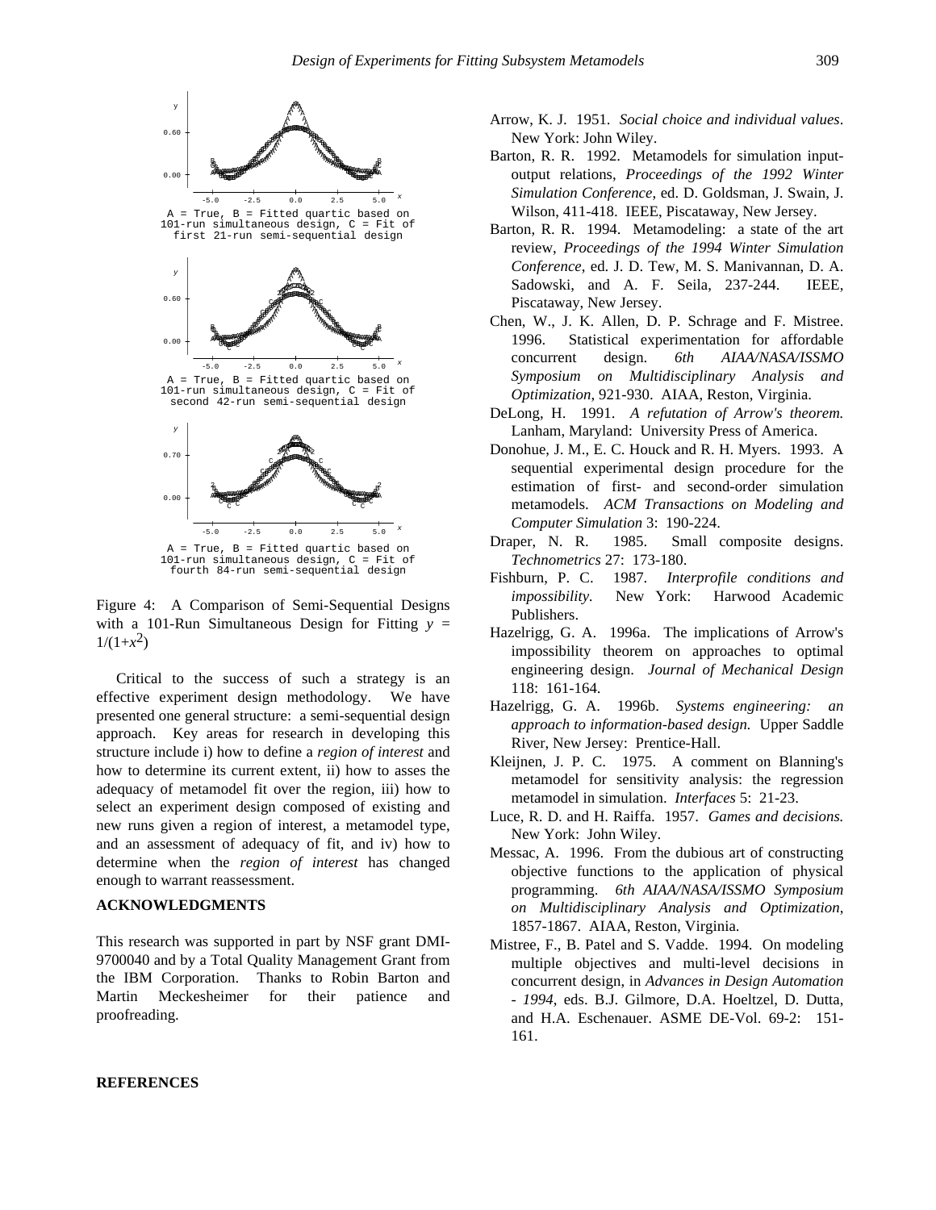A = True, B = Fitted quartic based on 101-run simultaneous design, C = Fit of first 21-run semi-sequential design

A = True, B = Fitted quartic based on 101-run simultaneous design, C = Fit of second 42-run semi-sequential design

A = True, B = Fitted quartic based on 101-run simultaneous design, C = Fit of fourth 84-run semi-sequential design

Figure 4: A Comparison of Semi-Sequential Designs with a 101-Run Simultaneous Design for Fitting $y = 1/(1+x^2)$

Critical to the success of such a strategy is an effective experiment design methodology. We have presented one general structure: a semi-sequential design approach. Key areas for research in developing this structure include i) how to define a *region of interest* and how to determine its current extent, ii) how to asses the adequacy of metamodel fit over the region, iii) how to select an experiment design composed of existing and new runs given a region of interest, a metamodel type, and an assessment of adequacy of fit, and iv) how to determine when the *region of interest* has changed enough to warrant reassessment.

## ACKNOWLEDGMENTS

This research was supported in part by NSF grant DMI-9700040 and by a Total Quality Management Grant from the IBM Corporation. Thanks to Robin Barton and Martin Meckesheimer for their patience and proofreading.

## REFERENCES

Arrow, K. J. 1951. *Social choice and individual values*. New York: John Wiley.

Barton, R. R. 1992. Metamodels for simulation input-output relations, *Proceedings of the 1992 Winter Simulation Conference*, ed. D. Goldsman, J. Swain, J. Wilson, 411-418. IEEE, Piscataway, New Jersey.

Barton, R. R. 1994. Metamodeling: a state of the art review, *Proceedings of the 1994 Winter Simulation Conference*, ed. J. D. Tew, M. S. Manivannan, D. A. Sadowski, and A. F. Seila, 237-244. IEEE, Piscataway, New Jersey.

Chen, W., J. K. Allen, D. P. Schrage and F. Mistree. 1996. Statistical experimentation for affordable concurrent design. *6th AIAA/NASA/ISSMO Symposium on Multidisciplinary Analysis and Optimization*, 921-930. AIAA, Reston, Virginia.

DeLong, H. 1991. *A refutation of Arrow's theorem.* Lanham, Maryland: University Press of America.

Donohue, J. M., E. C. Houck and R. H. Myers. 1993. A sequential experimental design procedure for the estimation of first- and second-order simulation metamodels. *ACM Transactions on Modeling and Computer Simulation* 3: 190-224.

Draper, N. R. 1985. Small composite designs. *Technometrics* 27: 173-180.

Fishburn, P. C. 1987. *Interprofile conditions and impossibility.* New York: Harwood Academic Publishers.

Hazelrigg, G. A. 1996a. The implications of Arrow's impossibility theorem on approaches to optimal engineering design. *Journal of Mechanical Design* 118: 161-164.

Hazelrigg, G. A. 1996b. *Systems engineering: an approach to information-based design.* Upper Saddle River, New Jersey: Prentice-Hall.

Kleijnen, J. P. C. 1975. A comment on Blanning's metamodel for sensitivity analysis: the regression metamodel in simulation. *Interfaces* 5: 21-23.

Luce, R. D. and H. Raiffa. 1957. *Games and decisions.* New York: John Wiley.

Messac, A. 1996. From the dubious art of constructing objective functions to the application of physical programming. *6th AIAA/NASA/ISSMO Symposium on Multidisciplinary Analysis and Optimization*, 1857-1867. AIAA, Reston, Virginia.

Mistree, F., B. Patel and S. Vadde. 1994. On modeling multiple objectives and multi-level decisions in concurrent design, in *Advances in Design Automation - 1994*, eds. B.J. Gilmore, D.A. Hoeltzel, D. Dutta, and H.A. Eschenauer. ASME DE-Vol. 69-2: 151-161.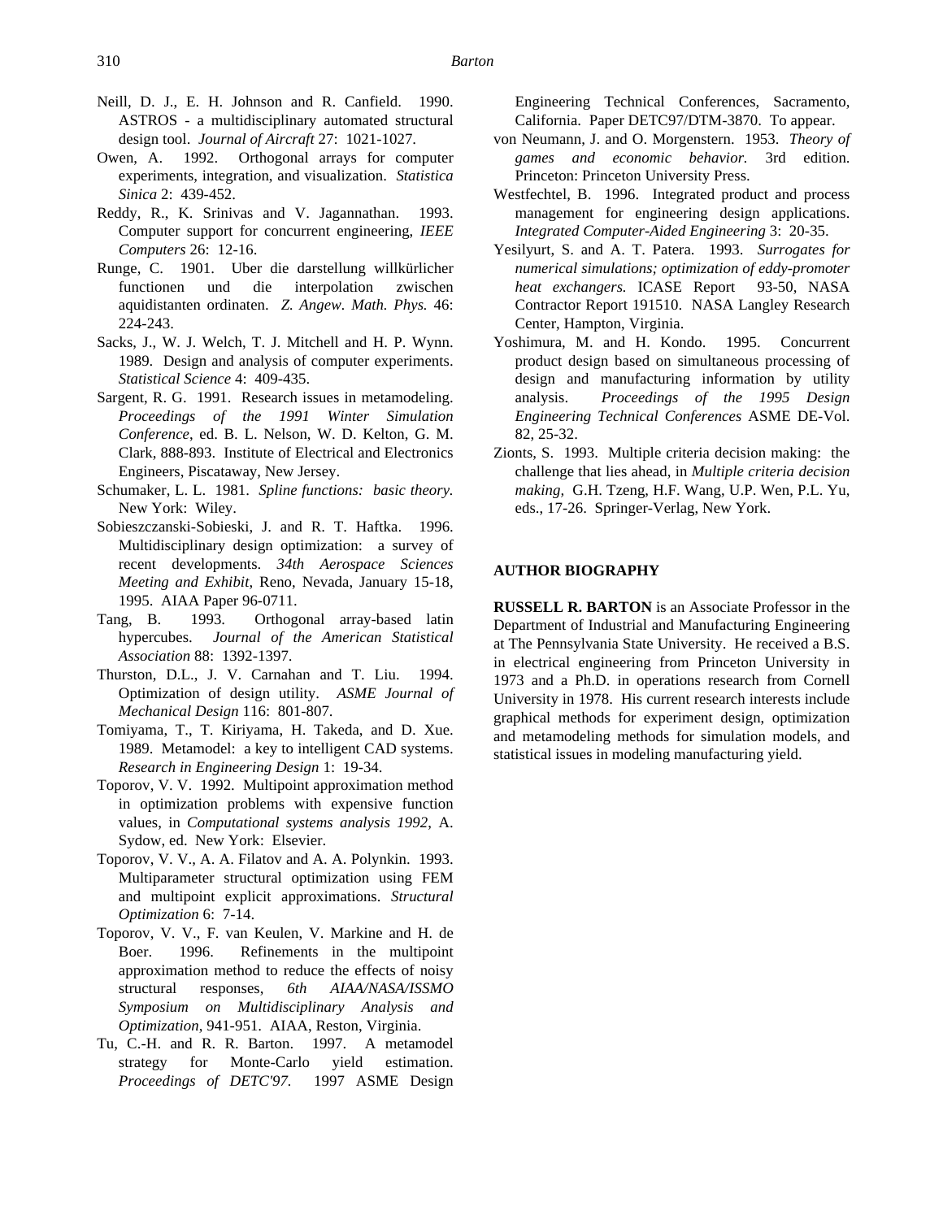Neill, D. J., E. H. Johnson and R. Canfield. 1990. ASTROS - a multidisciplinary automated structural design tool. *Journal of Aircraft* 27: 1021-1027.

Owen, A. 1992. Orthogonal arrays for computer experiments, integration, and visualization. *Statistica Sinica* 2: 439-452.

Reddy, R., K. Srinivas and V. Jagannathan. 1993. Computer support for concurrent engineering, *IEEE Computers* 26: 12-16.

Runge, C. 1901. Uber die darstellung willkürlicher functionen und die interpolation zwischen aquidistanten ordinaten. *Z. Angew. Math. Phys.* 46: 224-243.

Sacks, J., W. J. Welch, T. J. Mitchell and H. P. Wynn. 1989. Design and analysis of computer experiments. *Statistical Science* 4: 409-435.

Sargent, R. G. 1991. Research issues in metamodeling. *Proceedings of the 1991 Winter Simulation Conference*, ed. B. L. Nelson, W. D. Kelton, G. M. Clark, 888-893. Institute of Electrical and Electronics Engineers, Piscataway, New Jersey.

Schumaker, L. L. 1981. *Spline functions: basic theory.* New York: Wiley.

Sobieszczanski-Sobieski, J. and R. T. Haftka. 1996. Multidisciplinary design optimization: a survey of recent developments. *34th Aerospace Sciences Meeting and Exhibit*, Reno, Nevada, January 15-18, 1995. AIAA Paper 96-0711.

Tang, B. 1993. Orthogonal array-based latin hypercubes. *Journal of the American Statistical Association* 88: 1392-1397.

Thurston, D.L., J. V. Carnahan and T. Liu. 1994. Optimization of design utility. *ASME Journal of Mechanical Design* 116: 801-807.

Tomiyama, T., T. Kiriyama, H. Takeda, and D. Xue. 1989. Metamodel: a key to intelligent CAD systems. *Research in Engineering Design* 1: 19-34.

Toporov, V. V. 1992. Multipoint approximation method in optimization problems with expensive function values, in *Computational systems analysis 1992*, A. Sydow, ed. New York: Elsevier.

Toporov, V. V., A. A. Filatov and A. A. Polynkin. 1993. Multiparameter structural optimization using FEM and multipoint explicit approximations. *Structural Optimization* 6: 7-14.

Toporov, V. V., F. van Keulen, V. Markine and H. de Boer. 1996. Refinements in the multipoint approximation method to reduce the effects of noisy structural responses, *6th AIAA/NASA/ISSMO Symposium on Multidisciplinary Analysis and Optimization*, 941-951. AIAA, Reston, Virginia.

Tu, C.-H. and R. R. Barton. 1997. A metamodel strategy for Monte-Carlo yield estimation. *Proceedings of DETC'97.* 1997 ASME Design Engineering Technical Conferences, Sacramento, California. Paper DETC97/DTM-3870. To appear.

von Neumann, J. and O. Morgenstern. 1953. *Theory of games and economic behavior.* 3rd edition. Princeton: Princeton University Press.

Westfechtel, B. 1996. Integrated product and process management for engineering design applications. *Integrated Computer-Aided Engineering* 3: 20-35.

Yesilyurt, S. and A. T. Patera. 1993. *Surrogates for numerical simulations; optimization of eddy-promoter heat exchangers.* ICASE Report 93-50, NASA Contractor Report 191510. NASA Langley Research Center, Hampton, Virginia.

Yoshimura, M. and H. Kondo. 1995. Concurrent product design based on simultaneous processing of design and manufacturing information by utility analysis. *Proceedings of the 1995 Design Engineering Technical Conferences* ASME DE-Vol. 82, 25-32.

Zionts, S. 1993. Multiple criteria decision making: the challenge that lies ahead, in *Multiple criteria decision making*, G.H. Tzeng, H.F. Wang, U.P. Wen, P.L. Yu, eds., 17-26. Springer-Verlag, New York.

## AUTHOR BIOGRAPHY

**RUSSELL R. BARTON** is an Associate Professor in the Department of Industrial and Manufacturing Engineering at The Pennsylvania State University. He received a B.S. in electrical engineering from Princeton University in 1973 and a Ph.D. in operations research from Cornell University in 1978. His current research interests include graphical methods for experiment design, optimization and metamodeling methods for simulation models, and statistical issues in modeling manufacturing yield.